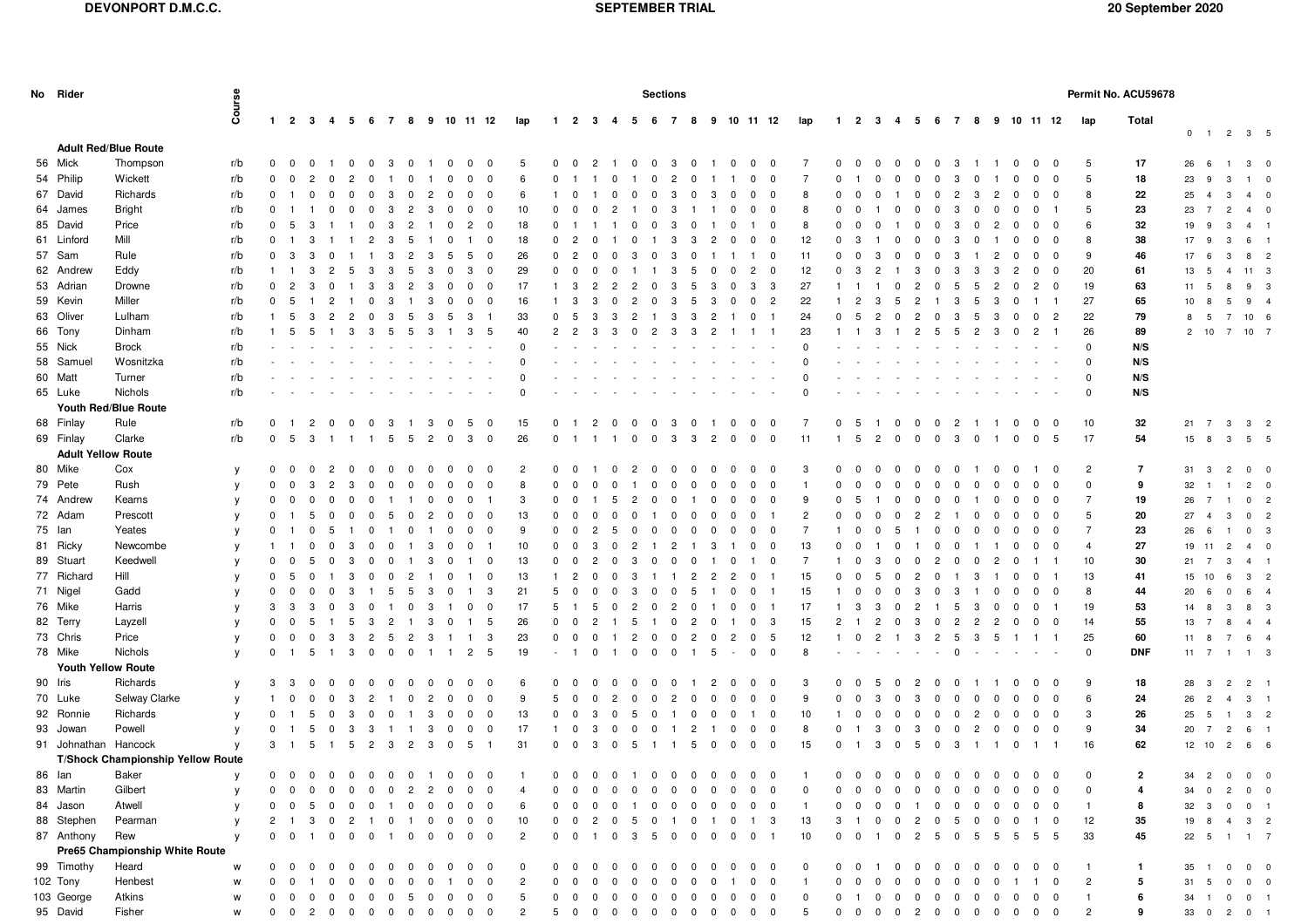**DEVONPORT D.M.C.C.** — **SEPTEMBER TRIAL** — **20 September 2020**

Permit No. ACU59678

| No | Rider | | Course | 1 | 2 | 3 | 4 | 5 | 6 | 7 | 8 | 9 | 10 | 11 | 12 | lap | 1 | 2 | 3 | 4 | 5 | 6 | 7 | 8 | 9 | 10 | 11 | 12 | lap | 1 | 2 | 3 | 4 | 5 | 6 | 7 | 8 | 9 | 10 | 11 | 12 | lap | Total | 0 | 1 | 2 | 3 | 5 |
|---|---|---|---|---|---|---|---|---|---|---|---|---|---|---|---|---|---|---|---|---|---|---|---|---|---|---|---|---|---|---|---|---|---|---|---|---|---|---|---|---|---|---|---|---|---|---|---|---|
| | **Adult Red/Blue Route** | | | | | | | | | | | | | | | | | | | | | | | | | | | | | | | | | | | | | | | | | | | | | | | |
| 56 | Mick | Thompson | r/b | 0 | 0 | 0 | 1 | 0 | 0 | 3 | 0 | 1 | 0 | 0 | 0 | 5 | 0 | 0 | 2 | 1 | 0 | 0 | 3 | 0 | 1 | 0 | 0 | 0 | 7 | 0 | 0 | 0 | 0 | 0 | 0 | 3 | 1 | 1 | 0 | 0 | 0 | 5 | **17** | 26 | 6 | 1 | 3 | 0 |
| 54 | Philip | Wickett | r/b | 0 | 0 | 2 | 0 | 2 | 0 | 1 | 0 | 1 | 0 | 0 | 0 | 6 | 0 | 1 | 1 | 0 | 1 | 0 | 2 | 0 | 1 | 1 | 0 | 0 | 7 | 0 | 1 | 0 | 0 | 0 | 0 | 3 | 0 | 1 | 0 | 0 | 0 | 5 | **18** | 23 | 9 | 3 | 1 | 0 |
| 67 | David | Richards | r/b | 0 | 1 | 0 | 0 | 0 | 0 | 3 | 0 | 2 | 0 | 0 | 0 | 6 | 1 | 0 | 1 | 0 | 0 | 0 | 3 | 0 | 3 | 0 | 0 | 0 | 8 | 0 | 0 | 0 | 1 | 0 | 0 | 2 | 3 | 2 | 0 | 0 | 0 | 8 | **22** | 25 | 4 | 3 | 4 | 0 |
| 64 | James | Bright | r/b | 0 | 1 | 1 | 0 | 0 | 0 | 3 | 2 | 3 | 0 | 0 | 0 | 10 | 0 | 0 | 0 | 2 | 1 | 0 | 3 | 1 | 1 | 0 | 0 | 0 | 8 | 0 | 0 | 1 | 0 | 0 | 0 | 3 | 0 | 0 | 0 | 0 | 1 | 5 | **23** | 23 | 7 | 2 | 4 | 0 |
| 85 | David | Price | r/b | 0 | 5 | 3 | 1 | 1 | 0 | 3 | 2 | 1 | 0 | 2 | 0 | 18 | 0 | 1 | 1 | 1 | 0 | 0 | 3 | 0 | 1 | 0 | 1 | 0 | 8 | 0 | 0 | 0 | 1 | 0 | 0 | 3 | 0 | 2 | 0 | 0 | 0 | 6 | **32** | 19 | 9 | 3 | 4 | 1 |
| 61 | Linford | Mill | r/b | 0 | 1 | 3 | 1 | 1 | 2 | 3 | 5 | 1 | 0 | 1 | 0 | 18 | 0 | 2 | 0 | 1 | 0 | 1 | 3 | 3 | 2 | 0 | 0 | 0 | 12 | 0 | 3 | 1 | 0 | 0 | 0 | 3 | 0 | 1 | 0 | 0 | 0 | 8 | **38** | 17 | 9 | 3 | 6 | 1 |
| 57 | Sam | Rule | r/b | 0 | 3 | 3 | 0 | 1 | 1 | 3 | 2 | 3 | 5 | 5 | 0 | 26 | 0 | 2 | 0 | 0 | 3 | 0 | 3 | 0 | 1 | 1 | 1 | 0 | 11 | 0 | 0 | 3 | 0 | 0 | 0 | 3 | 1 | 2 | 0 | 0 | 0 | 9 | **46** | 17 | 6 | 3 | 8 | 2 |
| 62 | Andrew | Eddy | r/b | 1 | 1 | 3 | 2 | 5 | 3 | 3 | 5 | 3 | 0 | 3 | 0 | 29 | 0 | 0 | 0 | 0 | 1 | 1 | 3 | 5 | 0 | 0 | 2 | 0 | 12 | 0 | 3 | 2 | 1 | 3 | 0 | 3 | 3 | 3 | 2 | 0 | 0 | 20 | **61** | 13 | 5 | 4 | 11 | 3 |
| 53 | Adrian | Drowne | r/b | 0 | 2 | 3 | 0 | 1 | 3 | 3 | 2 | 3 | 0 | 0 | 0 | 17 | 1 | 3 | 2 | 2 | 2 | 0 | 3 | 5 | 3 | 0 | 3 | 3 | 27 | 1 | 1 | 1 | 0 | 2 | 0 | 5 | 5 | 2 | 0 | 2 | 0 | 19 | **63** | 11 | 5 | 8 | 9 | 3 |
| 59 | Kevin | Miller | r/b | 0 | 5 | 1 | 2 | 1 | 0 | 3 | 1 | 3 | 0 | 0 | 0 | 16 | 1 | 3 | 3 | 0 | 2 | 0 | 3 | 5 | 3 | 0 | 0 | 2 | 22 | 1 | 2 | 3 | 5 | 2 | 1 | 3 | 5 | 3 | 0 | 1 | 1 | 27 | **65** | 10 | 8 | 5 | 9 | 4 |
| 63 | Oliver | Lulham | r/b | 1 | 5 | 3 | 2 | 2 | 0 | 3 | 5 | 3 | 5 | 3 | 1 | 33 | 0 | 5 | 3 | 3 | 2 | 1 | 3 | 3 | 2 | 1 | 0 | 1 | 24 | 0 | 5 | 2 | 0 | 2 | 0 | 3 | 5 | 3 | 0 | 0 | 2 | 22 | **79** | 8 | 5 | 7 | 10 | 6 |
| 66 | Tony | Dinham | r/b | 1 | 5 | 5 | 1 | 3 | 3 | 5 | 5 | 3 | 1 | 3 | 5 | 40 | 2 | 2 | 3 | 3 | 0 | 2 | 3 | 3 | 2 | 1 | 1 | 1 | 23 | 1 | 1 | 3 | 1 | 2 | 5 | 5 | 2 | 3 | 0 | 2 | 1 | 26 | **89** | 2 | 10 | 7 | 10 | 7 |
| 55 | Nick | Brock | r/b | - | - | - | - | - | - | - | - | - | - | - | - | 0 | - | - | - | - | - | - | - | - | - | - | - | - | 0 | - | - | - | - | - | - | - | - | - | - | - | - | 0 | **N/S** | | | | | |
| 58 | Samuel | Wosnitzka | r/b | - | - | - | - | - | - | - | - | - | - | - | - | 0 | - | - | - | - | - | - | - | - | - | - | - | - | 0 | - | - | - | - | - | - | - | - | - | - | - | - | 0 | **N/S** | | | | | |
| 60 | Matt | Turner | r/b | - | - | - | - | - | - | - | - | - | - | - | - | 0 | - | - | - | - | - | - | - | - | - | - | - | - | 0 | - | - | - | - | - | - | - | - | - | - | - | - | 0 | **N/S** | | | | | |
| 65 | Luke | Nichols | r/b | - | - | - | - | - | - | - | - | - | - | - | - | 0 | - | - | - | - | - | - | - | - | - | - | - | - | 0 | - | - | - | - | - | - | - | - | - | - | - | - | 0 | **N/S** | | | | | |
| | **Youth Red/Blue Route** | | | | | | | | | | | | | | | | | | | | | | | | | | | | | | | | | | | | | | | | | | | | | | | |
| 68 | Finlay | Rule | r/b | 0 | 1 | 2 | 0 | 0 | 0 | 3 | 1 | 3 | 0 | 5 | 0 | 15 | 0 | 1 | 2 | 0 | 0 | 0 | 3 | 0 | 1 | 0 | 0 | 0 | 7 | 0 | 5 | 1 | 0 | 0 | 0 | 2 | 1 | 1 | 0 | 0 | 0 | 10 | **32** | 21 | 7 | 3 | 3 | 2 |
| 69 | Finlay | Clarke | r/b | 0 | 5 | 3 | 1 | 1 | 1 | 5 | 5 | 2 | 0 | 3 | 0 | 26 | 0 | 1 | 1 | 1 | 0 | 0 | 3 | 3 | 2 | 0 | 0 | 0 | 11 | 1 | 5 | 2 | 0 | 0 | 0 | 3 | 0 | 1 | 0 | 0 | 5 | 17 | **54** | 15 | 8 | 3 | 5 | 5 |
| | **Adult Yellow Route** | | | | | | | | | | | | | | | | | | | | | | | | | | | | | | | | | | | | | | | | | | | | | | | |
| 80 | Mike | Cox | y | 0 | 0 | 0 | 2 | 0 | 0 | 0 | 0 | 0 | 0 | 0 | 0 | 2 | 0 | 0 | 1 | 0 | 2 | 0 | 0 | 0 | 0 | 0 | 0 | 0 | 3 | 0 | 0 | 0 | 0 | 0 | 0 | 0 | 1 | 0 | 0 | 1 | 0 | 2 | **7** | 31 | 3 | 2 | 0 | 0 |
| 79 | Pete | Rush | y | 0 | 0 | 3 | 2 | 3 | 0 | 0 | 0 | 0 | 0 | 0 | 0 | 8 | 0 | 0 | 0 | 0 | 1 | 0 | 0 | 0 | 0 | 0 | 0 | 0 | 1 | 0 | 0 | 0 | 0 | 0 | 0 | 0 | 0 | 0 | 0 | 0 | 0 | 0 | **9** | 32 | 1 | 1 | 2 | 0 |
| 74 | Andrew | Kearns | y | 0 | 0 | 0 | 0 | 0 | 0 | 1 | 1 | 0 | 0 | 0 | 1 | 3 | 0 | 0 | 1 | 5 | 2 | 0 | 0 | 1 | 0 | 0 | 0 | 0 | 9 | 0 | 5 | 1 | 0 | 0 | 0 | 0 | 1 | 0 | 0 | 0 | 0 | 7 | **19** | 26 | 7 | 1 | 0 | 2 |
| 72 | Adam | Prescott | y | 0 | 1 | 5 | 0 | 0 | 0 | 5 | 0 | 2 | 0 | 0 | 0 | 13 | 0 | 0 | 0 | 0 | 0 | 1 | 0 | 0 | 0 | 0 | 0 | 1 | 2 | 0 | 0 | 0 | 0 | 0 | 2 | 2 | 1 | 0 | 0 | 0 | 0 | 5 | **20** | 27 | 4 | 3 | 0 | 2 |
| 75 | Ian | Yeates | y | 0 | 1 | 0 | 5 | 1 | 0 | 1 | 0 | 1 | 0 | 0 | 0 | 9 | 0 | 0 | 2 | 5 | 0 | 0 | 0 | 0 | 0 | 0 | 0 | 0 | 7 | 1 | 0 | 0 | 5 | 1 | 0 | 0 | 0 | 0 | 0 | 0 | 0 | 7 | **23** | 26 | 6 | 1 | 0 | 3 |
| 81 | Ricky | Newcombe | y | 1 | 1 | 0 | 0 | 3 | 0 | 0 | 1 | 3 | 0 | 0 | 1 | 10 | 0 | 0 | 3 | 0 | 2 | 1 | 2 | 1 | 3 | 1 | 0 | 0 | 13 | 0 | 0 | 1 | 0 | 1 | 0 | 0 | 1 | 1 | 0 | 0 | 0 | 4 | **27** | 19 | 11 | 2 | 4 | 0 |
| 89 | Stuart | Keedwell | y | 0 | 0 | 5 | 0 | 3 | 0 | 0 | 1 | 3 | 0 | 1 | 0 | 13 | 0 | 0 | 2 | 0 | 3 | 0 | 0 | 0 | 1 | 0 | 1 | 0 | 7 | 1 | 0 | 3 | 0 | 0 | 2 | 0 | 0 | 2 | 0 | 1 | 1 | 10 | **30** | 21 | 7 | 3 | 4 | 1 |
| 77 | Richard | Hill | y | 0 | 5 | 0 | 1 | 3 | 0 | 0 | 2 | 1 | 0 | 1 | 0 | 13 | 1 | 2 | 0 | 0 | 3 | 1 | 1 | 2 | 2 | 2 | 0 | 1 | 15 | 0 | 0 | 5 | 0 | 2 | 0 | 1 | 3 | 1 | 0 | 0 | 1 | 13 | **41** | 15 | 10 | 6 | 3 | 2 |
| 71 | Nigel | Gadd | y | 0 | 0 | 0 | 0 | 3 | 1 | 5 | 5 | 3 | 0 | 1 | 3 | 21 | 5 | 0 | 0 | 0 | 3 | 0 | 0 | 5 | 1 | 0 | 0 | 1 | 15 | 1 | 0 | 0 | 0 | 3 | 0 | 3 | 1 | 0 | 0 | 0 | 0 | 8 | **44** | 20 | 6 | 0 | 6 | 4 |
| 76 | Mike | Harris | y | 3 | 3 | 3 | 0 | 3 | 0 | 1 | 0 | 3 | 1 | 0 | 0 | 17 | 5 | 1 | 5 | 0 | 2 | 0 | 2 | 0 | 1 | 0 | 0 | 1 | 17 | 1 | 3 | 3 | 0 | 2 | 1 | 5 | 3 | 0 | 0 | 0 | 1 | 19 | **53** | 14 | 8 | 3 | 8 | 3 |
| 82 | Terry | Layzell | y | 0 | 0 | 5 | 1 | 5 | 3 | 2 | 1 | 3 | 0 | 1 | 5 | 26 | 0 | 0 | 2 | 1 | 5 | 1 | 0 | 2 | 0 | 1 | 0 | 3 | 15 | 2 | 1 | 2 | 0 | 3 | 0 | 2 | 2 | 2 | 0 | 0 | 0 | 14 | **55** | 13 | 7 | 8 | 4 | 4 |
| 73 | Chris | Price | y | 0 | 0 | 0 | 3 | 3 | 2 | 5 | 2 | 3 | 1 | 1 | 3 | 23 | 0 | 0 | 0 | 1 | 2 | 0 | 0 | 2 | 0 | 2 | 0 | 5 | 12 | 1 | 0 | 2 | 1 | 3 | 2 | 5 | 3 | 5 | 1 | 1 | 1 | 25 | **60** | 11 | 8 | 7 | 6 | 4 |
| 78 | Mike | Nichols | y | 0 | 1 | 5 | 1 | 3 | 0 | 0 | 0 | 1 | 1 | 2 | 5 | 19 | - | 1 | 0 | 1 | 0 | 0 | 0 | 1 | 5 | - | 0 | 0 | 8 | - | - | - | - | - | - | 0 | - | - | - | - | - | 0 | **DNF** | 11 | 7 | 1 | 1 | 3 |
| | **Youth Yellow Route** | | | | | | | | | | | | | | | | | | | | | | | | | | | | | | | | | | | | | | | | | | | | | | | |
| 90 | Iris | Richards | y | 3 | 3 | 0 | 0 | 0 | 0 | 0 | 0 | 0 | 0 | 0 | 0 | 6 | 0 | 0 | 0 | 0 | 0 | 0 | 0 | 1 | 2 | 0 | 0 | 0 | 3 | 0 | 0 | 5 | 0 | 2 | 0 | 0 | 1 | 1 | 0 | 0 | 0 | 9 | **18** | 28 | 3 | 2 | 2 | 1 |
| 70 | Luke | Selway Clarke | y | 1 | 0 | 0 | 0 | 3 | 2 | 1 | 0 | 2 | 0 | 0 | 0 | 9 | 5 | 0 | 0 | 2 | 0 | 0 | 2 | 0 | 0 | 0 | 0 | 0 | 9 | 0 | 0 | 3 | 0 | 3 | 0 | 0 | 0 | 0 | 0 | 0 | 0 | 6 | **24** | 26 | 2 | 4 | 3 | 1 |
| 92 | Ronnie | Richards | y | 0 | 1 | 5 | 0 | 3 | 0 | 0 | 1 | 3 | 0 | 0 | 0 | 13 | 0 | 0 | 3 | 0 | 5 | 0 | 1 | 0 | 0 | 0 | 1 | 0 | 10 | 1 | 0 | 0 | 0 | 0 | 0 | 0 | 0 | 2 | 0 | 0 | 0 | 3 | **26** | 25 | 5 | 1 | 3 | 2 |
| 93 | Jowan | Powell | y | 0 | 1 | 5 | 0 | 3 | 3 | 1 | 1 | 3 | 0 | 0 | 0 | 17 | 1 | 0 | 3 | 0 | 0 | 0 | 1 | 2 | 1 | 0 | 0 | 0 | 8 | 0 | 1 | 3 | 0 | 3 | 0 | 0 | 2 | 0 | 0 | 0 | 0 | 9 | **34** | 20 | 7 | 2 | 6 | 1 |
| 91 | Johnathan | Hancock | y | 3 | 1 | 5 | 1 | 5 | 2 | 3 | 2 | 3 | 0 | 5 | 1 | 31 | 0 | 0 | 3 | 0 | 5 | 1 | 1 | 5 | 0 | 0 | 0 | 0 | 15 | 0 | 1 | 3 | 0 | 5 | 0 | 3 | 1 | 1 | 0 | 1 | 1 | 16 | **62** | 12 | 10 | 2 | 6 | 6 |
| | **T/Shock Championship Yellow Route** | | | | | | | | | | | | | | | | | | | | | | | | | | | | | | | | | | | | | | | | | | | | | | | |
| 86 | Ian | Baker | y | 0 | 0 | 0 | 0 | 0 | 0 | 0 | 0 | 1 | 0 | 0 | 0 | 1 | 0 | 0 | 0 | 0 | 1 | 0 | 0 | 0 | 0 | 0 | 0 | 0 | 1 | 0 | 0 | 0 | 0 | 0 | 0 | 0 | 0 | 0 | 0 | 0 | 0 | 0 | **2** | 34 | 2 | 0 | 0 | 0 |
| 83 | Martin | Gilbert | y | 0 | 0 | 0 | 0 | 0 | 0 | 0 | 2 | 2 | 0 | 0 | 0 | 4 | 0 | 0 | 0 | 0 | 0 | 0 | 0 | 0 | 0 | 0 | 0 | 0 | 0 | 0 | 0 | 0 | 0 | 0 | 0 | 0 | 0 | 0 | 0 | 0 | 0 | 0 | **4** | 34 | 0 | 2 | 0 | 0 |
| 84 | Jason | Atwell | y | 0 | 0 | 5 | 0 | 0 | 0 | 1 | 0 | 0 | 0 | 0 | 0 | 6 | 0 | 0 | 0 | 0 | 1 | 0 | 0 | 0 | 0 | 0 | 0 | 0 | 1 | 0 | 0 | 0 | 0 | 1 | 0 | 0 | 0 | 0 | 0 | 0 | 0 | 1 | **8** | 32 | 3 | 0 | 0 | 1 |
| 88 | Stephen | Pearman | y | 2 | 1 | 3 | 0 | 2 | 1 | 0 | 1 | 0 | 0 | 0 | 0 | 10 | 0 | 0 | 2 | 0 | 5 | 0 | 1 | 0 | 1 | 0 | 1 | 3 | 13 | 3 | 1 | 0 | 0 | 2 | 0 | 5 | 0 | 0 | 0 | 1 | 0 | 12 | **35** | 19 | 8 | 4 | 3 | 2 |
| 87 | Anthony | Rew | y | 0 | 0 | 1 | 0 | 0 | 0 | 1 | 0 | 0 | 0 | 0 | 0 | 2 | 0 | 0 | 1 | 0 | 3 | 5 | 0 | 0 | 0 | 0 | 0 | 1 | 10 | 0 | 0 | 1 | 0 | 2 | 5 | 0 | 5 | 5 | 5 | 5 | 5 | 33 | **45** | 22 | 5 | 1 | 1 | 7 |
| | **Pre65 Championship White Route** | | | | | | | | | | | | | | | | | | | | | | | | | | | | | | | | | | | | | | | | | | | | | | | |
| 99 | Timothy | Heard | w | 0 | 0 | 0 | 0 | 0 | 0 | 0 | 0 | 0 | 0 | 0 | 0 | 0 | 0 | 0 | 0 | 0 | 0 | 0 | 0 | 0 | 0 | 0 | 0 | 0 | 0 | 0 | 0 | 1 | 0 | 0 | 0 | 0 | 0 | 0 | 0 | 0 | 0 | 1 | **1** | 35 | 1 | 0 | 0 | 0 |
| 102 | Tony | Henbest | w | 0 | 0 | 1 | 0 | 0 | 0 | 0 | 0 | 0 | 1 | 0 | 0 | 2 | 0 | 0 | 0 | 0 | 0 | 0 | 0 | 0 | 0 | 1 | 0 | 0 | 1 | 0 | 0 | 0 | 0 | 0 | 0 | 0 | 0 | 0 | 1 | 1 | 0 | 2 | **5** | 31 | 5 | 0 | 0 | 0 |
| 103 | George | Atkins | w | 0 | 0 | 0 | 0 | 0 | 0 | 5 | 0 | 0 | 0 | 0 | 0 | 5 | 0 | 0 | 0 | 0 | 0 | 0 | 0 | 0 | 0 | 0 | 0 | 0 | 0 | 0 | 1 | 0 | 0 | 0 | 0 | 0 | 0 | 0 | 0 | 0 | 0 | 1 | **6** | 34 | 1 | 0 | 0 | 1 |
| 95 | David | Fisher | w | 0 | 0 | 2 | 0 | 0 | 0 | 0 | 0 | 0 | 0 | 0 | 0 | 2 | 5 | 0 | 0 | 0 | 0 | 0 | 0 | 0 | 0 | 0 | 0 | 0 | 5 | 0 | 0 | 0 | 0 | 2 | 0 | 0 | 0 | 0 | 0 | 0 | 0 | 2 | **9** | 33 | 0 | 2 | 0 | 1 |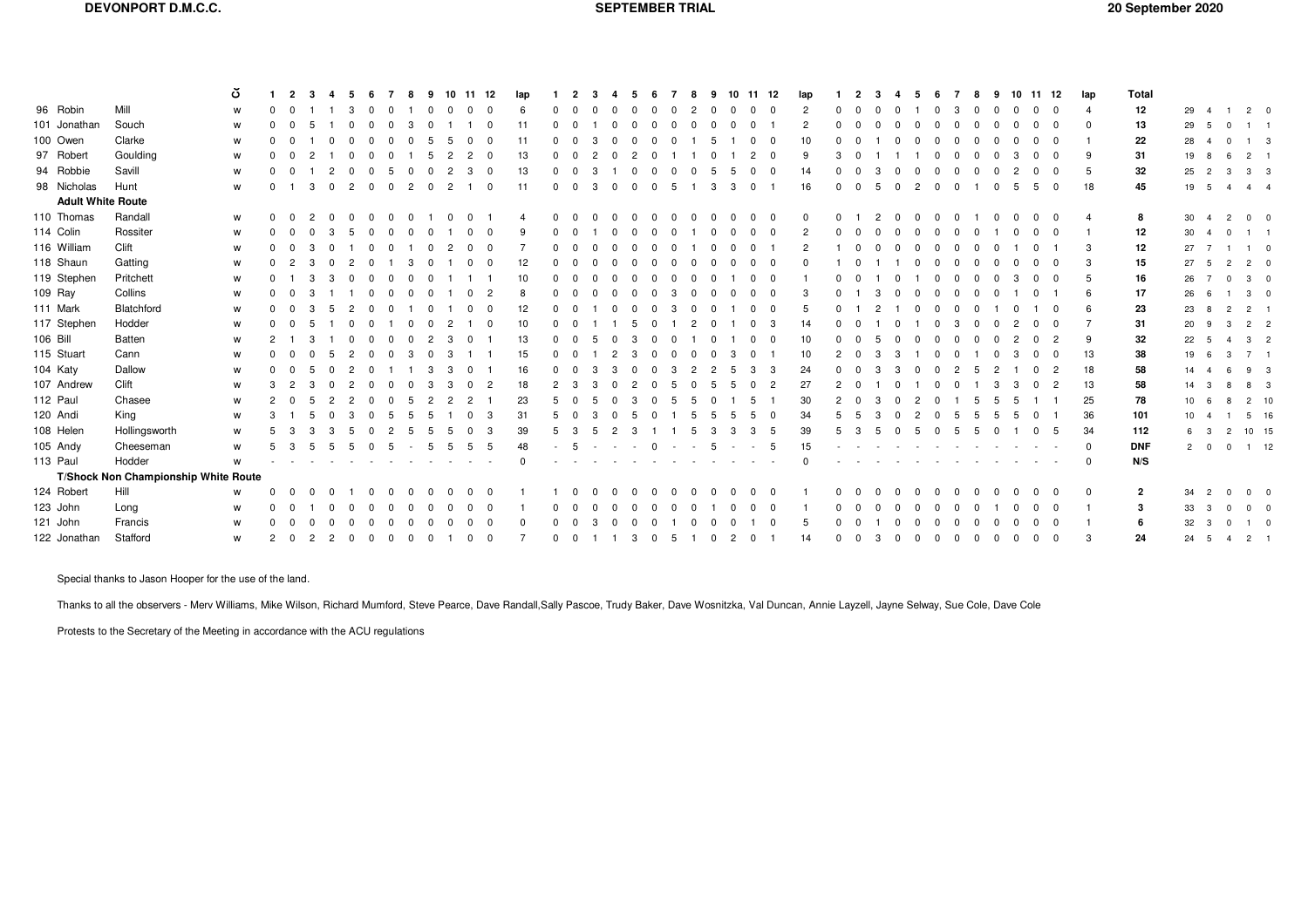**DEVONPORT D.M.C.C.** | **SEPTEMBER TRIAL** | **20 September 2020**

| | | | Cl | 1 | 2 | 3 | 4 | 5 | 6 | 7 | 8 | 9 | 10 | 11 | 12 | lap | 1 | 2 | 3 | 4 | 5 | 6 | 7 | 8 | 9 | 10 | 11 | 12 | lap | 1 | 2 | 3 | 4 | 5 | 6 | 7 | 8 | 9 | 10 | 11 | 12 | lap | Total | | | | | |
|---|---|---|---|---|---|---|---|---|---|---|---|---|---|---|---|---|---|---|---|---|---|---|---|---|---|---|---|---|---|---|---|---|---|---|---|---|---|---|---|---|---|---|---|---|---|---|---|---|
| 96 | Robin | Mill | w | 0 | 0 | 1 | 1 | 3 | 0 | 0 | 1 | 0 | 0 | 0 | 0 | 6 | 0 | 0 | 0 | 0 | 0 | 0 | 0 | 2 | 0 | 0 | 0 | 0 | 2 | 0 | 0 | 0 | 0 | 1 | 0 | 3 | 0 | 0 | 0 | 0 | 0 | 4 | **12** | 29 | 4 | 1 | 2 | 0 |
| 101 | Jonathan | Souch | w | 0 | 0 | 5 | 1 | 0 | 0 | 0 | 3 | 0 | 1 | 1 | 0 | 11 | 0 | 0 | 1 | 0 | 0 | 0 | 0 | 0 | 0 | 0 | 0 | 1 | 2 | 0 | 0 | 0 | 0 | 0 | 0 | 0 | 0 | 0 | 0 | 0 | 0 | 0 | **13** | 29 | 5 | 0 | 1 | 1 |
| 100 | Owen | Clarke | w | 0 | 0 | 1 | 0 | 0 | 0 | 0 | 0 | 5 | 5 | 0 | 0 | 11 | 0 | 0 | 3 | 0 | 0 | 0 | 0 | 1 | 5 | 1 | 0 | 0 | 10 | 0 | 0 | 1 | 0 | 0 | 0 | 0 | 0 | 0 | 0 | 0 | 0 | 1 | **22** | 28 | 4 | 0 | 1 | 3 |
| 97 | Robert | Goulding | w | 0 | 0 | 2 | 1 | 0 | 0 | 0 | 1 | 5 | 2 | 2 | 0 | 13 | 0 | 0 | 2 | 0 | 2 | 0 | 1 | 1 | 0 | 1 | 2 | 0 | 9 | 3 | 0 | 1 | 1 | 1 | 0 | 0 | 0 | 0 | 3 | 0 | 0 | 9 | **31** | 19 | 8 | 6 | 2 | 1 |
| 94 | Robbie | Savill | w | 0 | 0 | 1 | 2 | 0 | 0 | 5 | 0 | 0 | 2 | 3 | 0 | 13 | 0 | 0 | 3 | 1 | 0 | 0 | 0 | 0 | 5 | 5 | 0 | 0 | 14 | 0 | 0 | 3 | 0 | 0 | 0 | 0 | 0 | 0 | 2 | 0 | 0 | 5 | **32** | 25 | 2 | 3 | 3 | 3 |
| 98 | Nicholas | Hunt | w | 0 | 1 | 3 | 0 | 2 | 0 | 0 | 2 | 0 | 2 | 1 | 0 | 11 | 0 | 0 | 3 | 0 | 0 | 0 | 5 | 1 | 3 | 3 | 0 | 1 | 16 | 0 | 0 | 5 | 0 | 2 | 0 | 0 | 1 | 0 | 5 | 5 | 0 | 18 | **45** | 19 | 5 | 4 | 4 | 4 |
| **Adult White Route** | | | | | | | | | | | | | | | | | | | | | | | | | | | | | | | | | | | | | | | | | | | | | | | | |
| 110 | Thomas | Randall | w | 0 | 0 | 2 | 0 | 0 | 0 | 0 | 0 | 1 | 0 | 0 | 1 | 4 | 0 | 0 | 0 | 0 | 0 | 0 | 0 | 0 | 0 | 0 | 0 | 0 | 0 | 0 | 1 | 2 | 0 | 0 | 0 | 0 | 1 | 0 | 0 | 0 | 0 | 4 | **8** | 30 | 4 | 2 | 0 | 0 |
| 114 | Colin | Rossiter | w | 0 | 0 | 0 | 3 | 5 | 0 | 0 | 0 | 0 | 1 | 0 | 0 | 9 | 0 | 0 | 1 | 0 | 0 | 0 | 0 | 1 | 0 | 0 | 0 | 0 | 2 | 0 | 0 | 0 | 0 | 0 | 0 | 0 | 0 | 1 | 0 | 0 | 0 | 1 | **12** | 30 | 4 | 0 | 1 | 1 |
| 116 | William | Clift | w | 0 | 0 | 3 | 0 | 1 | 0 | 0 | 1 | 0 | 2 | 0 | 0 | 7 | 0 | 0 | 0 | 0 | 0 | 0 | 0 | 1 | 0 | 0 | 0 | 1 | 2 | 1 | 0 | 0 | 0 | 0 | 0 | 0 | 0 | 0 | 1 | 0 | 1 | 3 | **12** | 27 | 7 | 1 | 1 | 0 |
| 118 | Shaun | Gatting | w | 0 | 2 | 3 | 0 | 2 | 0 | 1 | 3 | 0 | 1 | 0 | 0 | 12 | 0 | 0 | 0 | 0 | 0 | 0 | 0 | 0 | 0 | 0 | 0 | 0 | 0 | 1 | 0 | 1 | 1 | 0 | 0 | 0 | 0 | 0 | 0 | 0 | 0 | 3 | **15** | 27 | 5 | 2 | 2 | 0 |
| 119 | Stephen | Pritchett | w | 0 | 1 | 3 | 3 | 0 | 0 | 0 | 0 | 0 | 1 | 1 | 1 | 10 | 0 | 0 | 0 | 0 | 0 | 0 | 0 | 0 | 0 | 1 | 0 | 0 | 1 | 0 | 0 | 1 | 0 | 1 | 0 | 0 | 0 | 0 | 3 | 0 | 0 | 5 | **16** | 26 | 7 | 0 | 3 | 0 |
| 109 | Ray | Collins | w | 0 | 0 | 3 | 1 | 1 | 0 | 0 | 0 | 0 | 1 | 0 | 2 | 8 | 0 | 0 | 0 | 0 | 0 | 0 | 3 | 0 | 0 | 0 | 0 | 0 | 3 | 0 | 1 | 3 | 0 | 0 | 0 | 0 | 0 | 0 | 1 | 0 | 1 | 6 | **17** | 26 | 6 | 1 | 3 | 0 |
| 111 | Mark | Blatchford | w | 0 | 0 | 3 | 5 | 2 | 0 | 0 | 1 | 0 | 1 | 0 | 0 | 12 | 0 | 0 | 1 | 0 | 0 | 0 | 3 | 0 | 0 | 1 | 0 | 0 | 5 | 0 | 1 | 2 | 1 | 0 | 0 | 0 | 0 | 1 | 0 | 1 | 0 | 6 | **23** | 23 | 8 | 2 | 2 | 1 |
| 117 | Stephen | Hodder | w | 0 | 0 | 5 | 1 | 0 | 0 | 1 | 0 | 0 | 2 | 1 | 0 | 10 | 0 | 0 | 1 | 1 | 5 | 0 | 1 | 2 | 0 | 1 | 0 | 3 | 14 | 0 | 0 | 1 | 0 | 1 | 0 | 3 | 0 | 0 | 2 | 0 | 0 | 7 | **31** | 20 | 9 | 3 | 2 | 2 |
| 106 | Bill | Batten | w | 2 | 1 | 3 | 1 | 0 | 0 | 0 | 0 | 2 | 3 | 0 | 1 | 13 | 0 | 0 | 5 | 0 | 3 | 0 | 0 | 1 | 0 | 1 | 0 | 0 | 10 | 0 | 0 | 5 | 0 | 0 | 0 | 0 | 0 | 0 | 2 | 0 | 2 | 9 | **32** | 22 | 5 | 4 | 3 | 2 |
| 115 | Stuart | Cann | w | 0 | 0 | 0 | 5 | 2 | 0 | 0 | 3 | 0 | 3 | 1 | 1 | 15 | 0 | 0 | 1 | 2 | 3 | 0 | 0 | 0 | 0 | 3 | 0 | 1 | 10 | 2 | 0 | 3 | 3 | 1 | 0 | 0 | 1 | 0 | 3 | 0 | 0 | 13 | **38** | 19 | 6 | 3 | 7 | 1 |
| 104 | Katy | Dallow | w | 0 | 0 | 5 | 0 | 2 | 0 | 1 | 1 | 3 | 3 | 0 | 1 | 16 | 0 | 0 | 3 | 3 | 0 | 0 | 3 | 2 | 2 | 5 | 3 | 3 | 24 | 0 | 0 | 3 | 3 | 0 | 0 | 2 | 5 | 2 | 1 | 0 | 2 | 18 | **58** | 14 | 4 | 6 | 9 | 3 |
| 107 | Andrew | Clift | w | 3 | 2 | 3 | 0 | 2 | 0 | 0 | 0 | 3 | 3 | 0 | 2 | 18 | 2 | 3 | 3 | 0 | 2 | 0 | 5 | 0 | 5 | 5 | 0 | 2 | 27 | 2 | 0 | 1 | 0 | 1 | 0 | 0 | 1 | 3 | 3 | 0 | 2 | 13 | **58** | 14 | 3 | 8 | 8 | 3 |
| 112 | Paul | Chasee | w | 2 | 0 | 5 | 2 | 2 | 0 | 0 | 5 | 2 | 2 | 2 | 1 | 23 | 5 | 0 | 5 | 0 | 3 | 0 | 5 | 5 | 0 | 1 | 5 | 1 | 30 | 2 | 0 | 3 | 0 | 2 | 0 | 1 | 5 | 5 | 5 | 1 | 1 | 25 | **78** | 10 | 6 | 8 | 2 | 10 |
| 120 | Andi | King | w | 3 | 1 | 5 | 0 | 3 | 0 | 5 | 5 | 5 | 1 | 0 | 3 | 31 | 5 | 0 | 3 | 0 | 5 | 0 | 1 | 5 | 5 | 5 | 5 | 0 | 34 | 5 | 5 | 3 | 0 | 2 | 0 | 5 | 5 | 5 | 5 | 0 | 1 | 36 | **101** | 10 | 4 | 1 | 5 | 16 |
| 108 | Helen | Hollingsworth | w | 5 | 3 | 3 | 3 | 5 | 0 | 2 | 5 | 5 | 5 | 0 | 3 | 39 | 5 | 3 | 5 | 2 | 3 | 1 | 1 | 5 | 3 | 3 | 3 | 5 | 39 | 5 | 3 | 5 | 0 | 5 | 0 | 5 | 5 | 0 | 1 | 0 | 5 | 34 | **112** | 6 | 3 | 2 | 10 | 15 |
| 105 | Andy | Cheeseman | w | 5 | 3 | 5 | 5 | 5 | 0 | 5 | - | 5 | 5 | 5 | 5 | 48 | - | 5 | - | - | - | 0 | - | - | 5 | - | - | 5 | 15 | - | - | - | - | - | - | - | - | - | - | - | - | 0 | **DNF** | 2 | 0 | 0 | 1 | 12 |
| 113 | Paul | Hodder | w | - | - | - | - | - | - | - | - | - | - | - | - | 0 | - | - | - | - | - | - | - | - | - | - | - | - | 0 | - | - | - | - | - | - | - | - | - | - | - | - | 0 | **N/S** | | | | | |
| **T/Shock Non Championship White Route** | | | | | | | | | | | | | | | | | | | | | | | | | | | | | | | | | | | | | | | | | | | | | | | | |
| 124 | Robert | Hill | w | 0 | 0 | 0 | 0 | 1 | 0 | 0 | 0 | 0 | 0 | 0 | 0 | 1 | 1 | 0 | 0 | 0 | 0 | 0 | 0 | 0 | 0 | 0 | 0 | 0 | 1 | 0 | 0 | 0 | 0 | 0 | 0 | 0 | 0 | 0 | 0 | 0 | 0 | 0 | **2** | 34 | 2 | 0 | 0 | 0 |
| 123 | John | Long | w | 0 | 0 | 1 | 0 | 0 | 0 | 0 | 0 | 0 | 0 | 0 | 0 | 1 | 0 | 0 | 0 | 0 | 0 | 0 | 0 | 0 | 1 | 0 | 0 | 0 | 1 | 0 | 0 | 0 | 0 | 0 | 0 | 0 | 0 | 1 | 0 | 0 | 0 | 1 | **3** | 33 | 3 | 0 | 0 | 0 |
| 121 | John | Francis | w | 0 | 0 | 0 | 0 | 0 | 0 | 0 | 0 | 0 | 0 | 0 | 0 | 0 | 0 | 0 | 3 | 0 | 0 | 0 | 1 | 0 | 0 | 0 | 1 | 0 | 5 | 0 | 0 | 1 | 0 | 0 | 0 | 0 | 0 | 0 | 0 | 0 | 0 | 1 | **6** | 32 | 3 | 0 | 1 | 0 |
| 122 | Jonathan | Stafford | w | 2 | 0 | 2 | 2 | 0 | 0 | 0 | 0 | 0 | 1 | 0 | 0 | 7 | 0 | 0 | 1 | 1 | 3 | 0 | 5 | 1 | 0 | 2 | 0 | 1 | 14 | 0 | 0 | 3 | 0 | 0 | 0 | 0 | 0 | 0 | 0 | 0 | 0 | 3 | **24** | 24 | 5 | 4 | 2 | 1 |

Special thanks to Jason Hooper for the use of the land.

Thanks to all the observers - Merv Williams, Mike Wilson, Richard Mumford, Steve Pearce, Dave Randall,Sally Pascoe, Trudy Baker, Dave Wosnitzka, Val Duncan, Annie Layzell, Jayne Selway, Sue Cole, Dave Cole

Protests to the Secretary of the Meeting in accordance with the ACU regulations